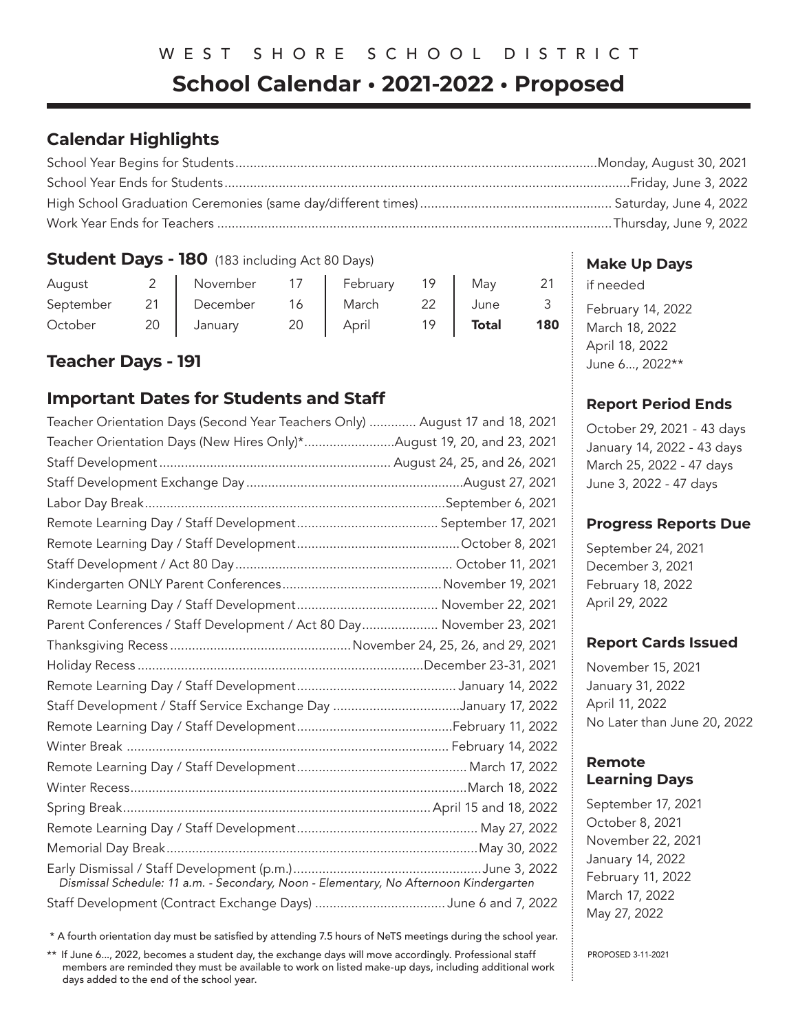WEST SHORE SCHOOL DISTRICT

# School Calendar • 2021-2022 • Proposed

## Calendar Highlights

| | |
|---|---|
| School Year Begins for Students | Monday, August 30, 2021 |
| School Year Ends for Students | Friday, June 3, 2022 |
| High School Graduation Ceremonies (same day/different times) | Saturday, June 4, 2022 |
| Work Year Ends for Teachers | Thursday, June 9, 2022 |

## Student Days - 180 (183 including Act 80 Days)

| Month | Days | Month | Days | Month | Days | Month | Days |
|---|---|---|---|---|---|---|---|
| August | 2 | November | 17 | February | 19 | May | 21 |
| September | 21 | December | 16 | March | 22 | June | 3 |
| October | 20 | January | 20 | April | 19 | **Total** | **180** |

## Teacher Days - 191

## Important Dates for Students and Staff

| | |
|---|---|
| Teacher Orientation Days (Second Year Teachers Only) | August 17 and 18, 2021 |
| Teacher Orientation Days (New Hires Only)* | August 19, 20, and 23, 2021 |
| Staff Development | August 24, 25, and 26, 2021 |
| Staff Development Exchange Day | August 27, 2021 |
| Labor Day Break | September 6, 2021 |
| Remote Learning Day / Staff Development | September 17, 2021 |
| Remote Learning Day / Staff Development | October 8, 2021 |
| Staff Development / Act 80 Day | October 11, 2021 |
| Kindergarten ONLY Parent Conferences | November 19, 2021 |
| Remote Learning Day / Staff Development | November 22, 2021 |
| Parent Conferences / Staff Development / Act 80 Day | November 23, 2021 |
| Thanksgiving Recess | November 24, 25, 26, and 29, 2021 |
| Holiday Recess | December 23-31, 2021 |
| Remote Learning Day / Staff Development | January 14, 2022 |
| Staff Development / Staff Service Exchange Day | January 17, 2022 |
| Remote Learning Day / Staff Development | February 11, 2022 |
| Winter Break | February 14, 2022 |
| Remote Learning Day / Staff Development | March 17, 2022 |
| Winter Recess | March 18, 2022 |
| Spring Break | April 15 and 18, 2022 |
| Remote Learning Day / Staff Development | May 27, 2022 |
| Memorial Day Break | May 30, 2022 |
| Early Dismissal / Staff Development (p.m.) *Dismissal Schedule: 11 a.m. - Secondary, Noon - Elementary, No Afternoon Kindergarten* | June 3, 2022 |
| Staff Development (Contract Exchange Days) | June 6 and 7, 2022 |

\* A fourth orientation day must be satisfied by attending 7.5 hours of NeTS meetings during the school year.

\*\* If June 6..., 2022, becomes a student day, the exchange days will move accordingly. Professional staff members are reminded they must be available to work on listed make-up days, including additional work days added to the end of the school year.

### Make Up Days

if needed

- February 14, 2022
- March 18, 2022
- April 18, 2022
- June 6..., 2022**

### Report Period Ends

- October 29, 2021 - 43 days
- January 14, 2022 - 43 days
- March 25, 2022 - 47 days
- June 3, 2022 - 47 days

### Progress Reports Due

- September 24, 2021
- December 3, 2021
- February 18, 2022
- April 29, 2022

### Report Cards Issued

- November 15, 2021
- January 31, 2022
- April 11, 2022
- No Later than June 20, 2022

### Remote Learning Days

- September 17, 2021
- October 8, 2021
- November 22, 2021
- January 14, 2022
- February 11, 2022
- March 17, 2022
- May 27, 2022

PROPOSED 3-11-2021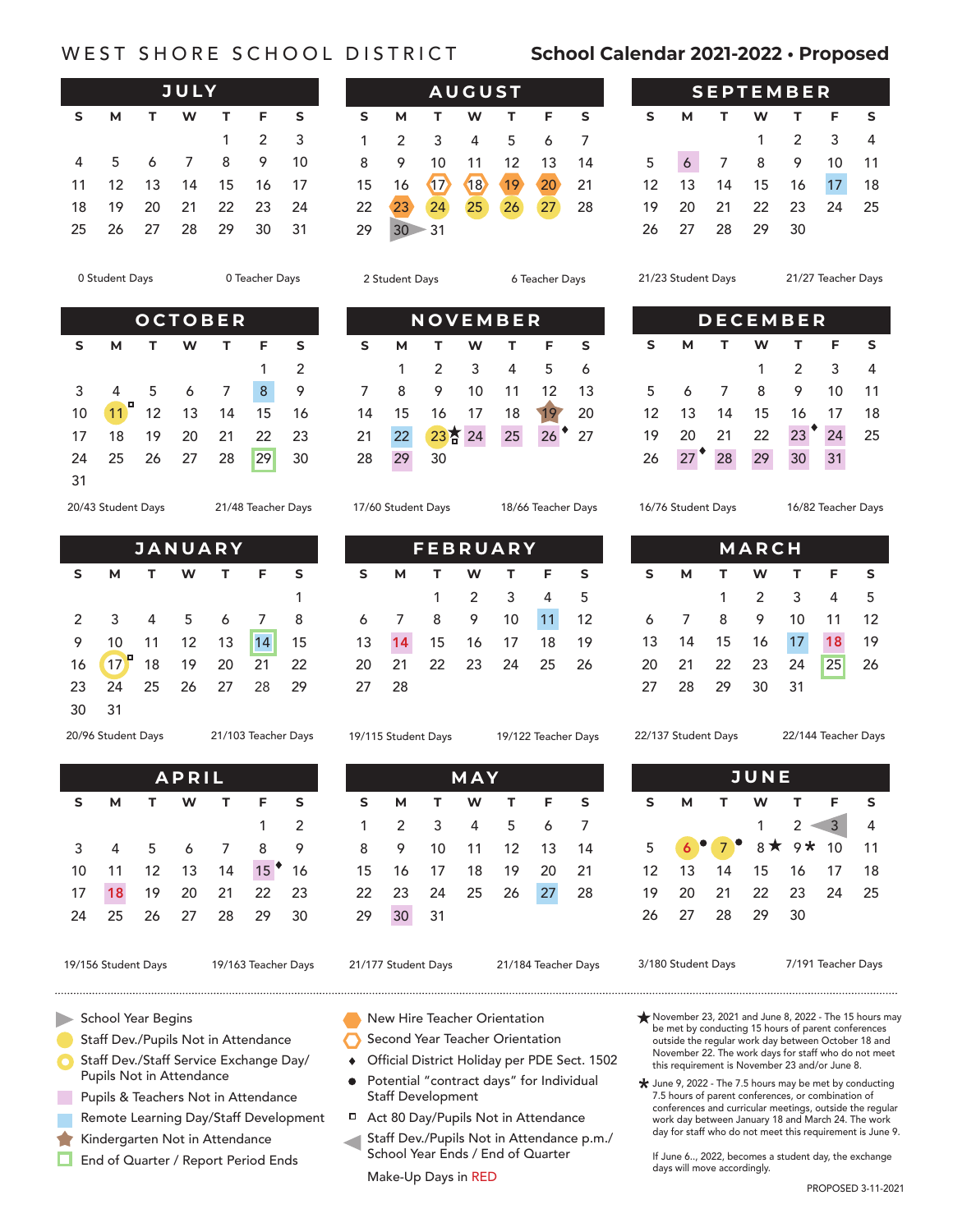# WEST SHORE SCHOOL DISTRICT

## School Calendar 2021-2022 • Proposed

### JULY

| S | M | T | W | T | F | S |
|---|---|---|---|---|---|---|
| | | | | 1 | 2 | 3 |
| 4 | 5 | 6 | 7 | 8 | 9 | 10 |
| 11 | 12 | 13 | 14 | 15 | 16 | 17 |
| 18 | 19 | 20 | 21 | 22 | 23 | 24 |
| 25 | 26 | 27 | 28 | 29 | 30 | 31 |

0 Student Days — 0 Teacher Days

### AUGUST

| S | M | T | W | T | F | S |
|---|---|---|---|---|---|---|
| 1 | 2 | 3 | 4 | 5 | 6 | 7 |
| 8 | 9 | 10 | 11 | 12 | 13 | 14 |
| 15 | 16 | 17 | 18 | 19 | 20 | 21 |
| 22 | 23 | 24 | 25 | 26 | 27 | 28 |
| 29 | 30 | 31 | | | | |

2 Student Days — 6 Teacher Days

### SEPTEMBER

| S | M | T | W | T | F | S |
|---|---|---|---|---|---|---|
| | | | 1 | 2 | 3 | 4 |
| 5 | 6 | 7 | 8 | 9 | 10 | 11 |
| 12 | 13 | 14 | 15 | 16 | 17 | 18 |
| 19 | 20 | 21 | 22 | 23 | 24 | 25 |
| 26 | 27 | 28 | 29 | 30 | | |

21/23 Student Days — 21/27 Teacher Days

### OCTOBER

| S | M | T | W | T | F | S |
|---|---|---|---|---|---|---|
| | | | | | 1 | 2 |
| 3 | 4 | 5 | 6 | 7 | 8 | 9 |
| 10 | 11 ▫ | 12 | 13 | 14 | 15 | 16 |
| 17 | 18 | 19 | 20 | 21 | 22 | 23 |
| 24 | 25 | 26 | 27 | 28 | 29 | 30 |
| 31 | | | | | | |

20/43 Student Days — 21/48 Teacher Days

### NOVEMBER

| S | M | T | W | T | F | S |
|---|---|---|---|---|---|---|
| | 1 | 2 | 3 | 4 | 5 | 6 |
| 7 | 8 | 9 | 10 | 11 | 12 | 13 |
| 14 | 15 | 16 | 17 | 18 | 19 | 20 |
| 21 | 22 | 23 ★ | 24 | 25 | 26 ♦ | 27 |
| 28 | 29 | 30 | | | | |

17/60 Student Days — 18/66 Teacher Days

### DECEMBER

| S | M | T | W | T | F | S |
|---|---|---|---|---|---|---|
| | | | 1 | 2 | 3 | 4 |
| 5 | 6 | 7 | 8 | 9 | 10 | 11 |
| 12 | 13 | 14 | 15 | 16 | 17 | 18 |
| 19 | 20 | 21 | 22 | 23 ♦ | 24 | 25 |
| 26 | 27 ♦ | 28 | 29 | 30 | 31 | |

16/76 Student Days — 16/82 Teacher Days

### JANUARY

| S | M | T | W | T | F | S |
|---|---|---|---|---|---|---|
| | | | | | | 1 |
| 2 | 3 | 4 | 5 | 6 | 7 | 8 |
| 9 | 10 | 11 | 12 | 13 | 14 | 15 |
| 16 | 17 ▫ | 18 | 19 | 20 | 21 | 22 |
| 23 | 24 | 25 | 26 | 27 | 28 | 29 |
| 30 | 31 | | | | | |

20/96 Student Days — 21/103 Teacher Days

### FEBRUARY

| S | M | T | W | T | F | S |
|---|---|---|---|---|---|---|
| | | 1 | 2 | 3 | 4 | 5 |
| 6 | 7 | 8 | 9 | 10 | 11 | 12 |
| 13 | 14 | 15 | 16 | 17 | 18 | 19 |
| 20 | 21 | 22 | 23 | 24 | 25 | 26 |
| 27 | 28 | | | | | |

19/115 Student Days — 19/122 Teacher Days

### MARCH

| S | M | T | W | T | F | S |
|---|---|---|---|---|---|---|
| | | 1 | 2 | 3 | 4 | 5 |
| 6 | 7 | 8 | 9 | 10 | 11 | 12 |
| 13 | 14 | 15 | 16 | 17 | 18 | 19 |
| 20 | 21 | 22 | 23 | 24 | 25 | 26 |
| 27 | 28 | 29 | 30 | 31 | | |

22/137 Student Days — 22/144 Teacher Days

### APRIL

| S | M | T | W | T | F | S |
|---|---|---|---|---|---|---|
| | | | | | 1 | 2 |
| 3 | 4 | 5 | 6 | 7 | 8 | 9 |
| 10 | 11 | 12 | 13 | 14 | 15 ♦ | 16 |
| 17 | 18 | 19 | 20 | 21 | 22 | 23 |
| 24 | 25 | 26 | 27 | 28 | 29 | 30 |

19/156 Student Days — 19/163 Teacher Days

### MAY

| S | M | T | W | T | F | S |
|---|---|---|---|---|---|---|
| 1 | 2 | 3 | 4 | 5 | 6 | 7 |
| 8 | 9 | 10 | 11 | 12 | 13 | 14 |
| 15 | 16 | 17 | 18 | 19 | 20 | 21 |
| 22 | 23 | 24 | 25 | 26 | 27 | 28 |
| 29 | 30 | 31 | | | | |

21/177 Student Days — 21/184 Teacher Days

### JUNE

| S | M | T | W | T | F | S |
|---|---|---|---|---|---|---|
| | | | 1 | 2 | 3 | 4 |
| 5 | 6 • | 7 • | 8 ★ | 9 * | 10 | 11 |
| 12 | 13 | 14 | 15 | 16 | 17 | 18 |
| 19 | 20 | 21 | 22 | 23 | 24 | 25 |
| 26 | 27 | 28 | 29 | 30 | | |

3/180 Student Days — 7/191 Teacher Days

---

- School Year Begins
- Staff Dev./Pupils Not in Attendance
- Staff Dev./Staff Service Exchange Day/ Pupils Not in Attendance
- Pupils & Teachers Not in Attendance
- Remote Learning Day/Staff Development
- Kindergarten Not in Attendance
- End of Quarter / Report Period Ends
- New Hire Teacher Orientation
- Second Year Teacher Orientation
- ♦ Official District Holiday per PDE Sect. 1502
- • Potential "contract days" for Individual Staff Development
- ▫ Act 80 Day/Pupils Not in Attendance
- Staff Dev./Pupils Not in Attendance p.m./ School Year Ends / End of Quarter
- Make-Up Days in RED

★ November 23, 2021 and June 8, 2022 - The 15 hours may be met by conducting 15 hours of parent conferences outside the regular work day between October 18 and November 22. The work days for staff who do not meet this requirement is November 23 and/or June 8.

* June 9, 2022 - The 7.5 hours may be met by conducting 7.5 hours of parent conferences, or combination of conferences and curricular meetings, outside the regular work day between January 18 and March 24. The work day for staff who do not meet this requirement is June 9.

If June 6.., 2022, becomes a student day, the exchange days will move accordingly.

PROPOSED 3-11-2021